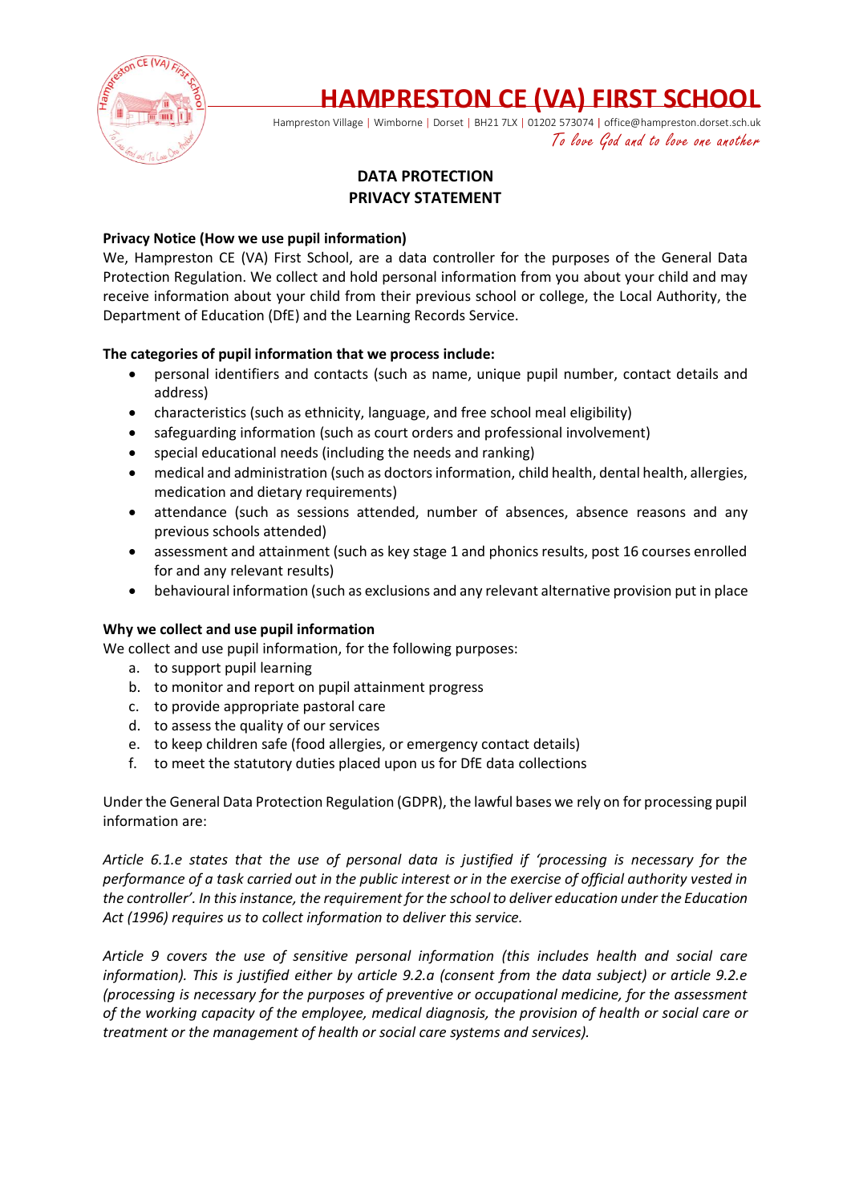# HAMPRESTON CE (VA) FIRST SCHOOL

Hampreston Village | Wimborne | Dorset | BH21 7LX | 01202 573074 | office@hampreston.dorset.sch.uk

*To love God and to love one another*

## DATA PROTECTION
## PRIVACY STATEMENT

**Privacy Notice (How we use pupil information)**

We, Hampreston CE (VA) First School, are a data controller for the purposes of the General Data Protection Regulation. We collect and hold personal information from you about your child and may receive information about your child from their previous school or college, the Local Authority, the Department of Education (DfE) and the Learning Records Service.

**The categories of pupil information that we process include:**

- personal identifiers and contacts (such as name, unique pupil number, contact details and address)
- characteristics (such as ethnicity, language, and free school meal eligibility)
- safeguarding information (such as court orders and professional involvement)
- special educational needs (including the needs and ranking)
- medical and administration (such as doctors information, child health, dental health, allergies, medication and dietary requirements)
- attendance (such as sessions attended, number of absences, absence reasons and any previous schools attended)
- assessment and attainment (such as key stage 1 and phonics results, post 16 courses enrolled for and any relevant results)
- behavioural information (such as exclusions and any relevant alternative provision put in place

**Why we collect and use pupil information**

We collect and use pupil information, for the following purposes:

a. to support pupil learning
b. to monitor and report on pupil attainment progress
c. to provide appropriate pastoral care
d. to assess the quality of our services
e. to keep children safe (food allergies, or emergency contact details)
f. to meet the statutory duties placed upon us for DfE data collections

Under the General Data Protection Regulation (GDPR), the lawful bases we rely on for processing pupil information are:

*Article 6.1.e states that the use of personal data is justified if 'processing is necessary for the performance of a task carried out in the public interest or in the exercise of official authority vested in the controller'. In this instance, the requirement for the school to deliver education under the Education Act (1996) requires us to collect information to deliver this service.*

*Article 9 covers the use of sensitive personal information (this includes health and social care information). This is justified either by article 9.2.a (consent from the data subject) or article 9.2.e (processing is necessary for the purposes of preventive or occupational medicine, for the assessment of the working capacity of the employee, medical diagnosis, the provision of health or social care or treatment or the management of health or social care systems and services).*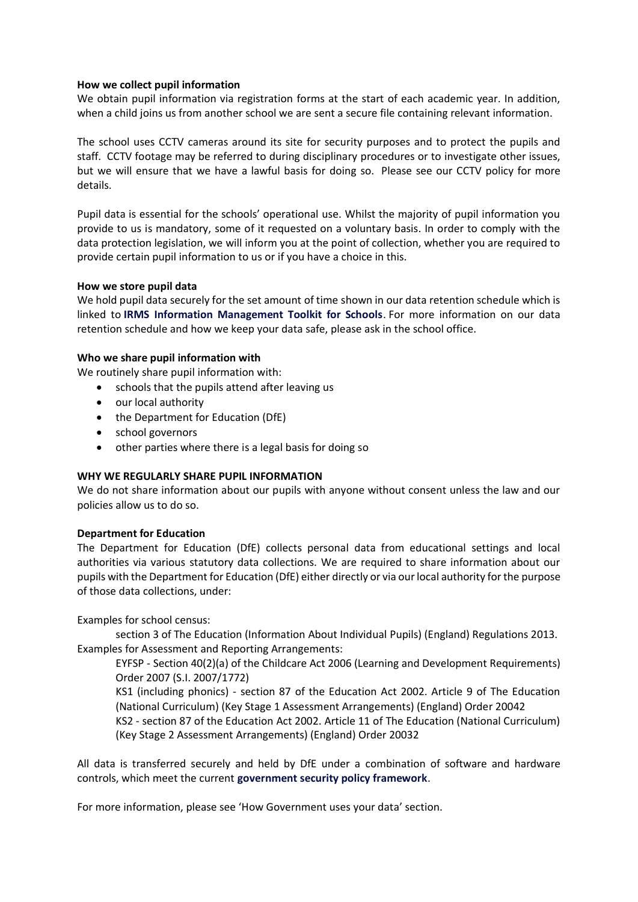**How we collect pupil information**

We obtain pupil information via registration forms at the start of each academic year. In addition, when a child joins us from another school we are sent a secure file containing relevant information.

The school uses CCTV cameras around its site for security purposes and to protect the pupils and staff. CCTV footage may be referred to during disciplinary procedures or to investigate other issues, but we will ensure that we have a lawful basis for doing so. Please see our CCTV policy for more details.

Pupil data is essential for the schools' operational use. Whilst the majority of pupil information you provide to us is mandatory, some of it requested on a voluntary basis. In order to comply with the data protection legislation, we will inform you at the point of collection, whether you are required to provide certain pupil information to us or if you have a choice in this.

**How we store pupil data**

We hold pupil data securely for the set amount of time shown in our data retention schedule which is linked to **IRMS Information Management Toolkit for Schools**. For more information on our data retention schedule and how we keep your data safe, please ask in the school office.

**Who we share pupil information with**

We routinely share pupil information with:

- schools that the pupils attend after leaving us
- our local authority
- the Department for Education (DfE)
- school governors
- other parties where there is a legal basis for doing so

**WHY WE REGULARLY SHARE PUPIL INFORMATION**

We do not share information about our pupils with anyone without consent unless the law and our policies allow us to do so.

**Department for Education**

The Department for Education (DfE) collects personal data from educational settings and local authorities via various statutory data collections. We are required to share information about our pupils with the Department for Education (DfE) either directly or via our local authority for the purpose of those data collections, under:

Examples for school census:

section 3 of The Education (Information About Individual Pupils) (England) Regulations 2013.

Examples for Assessment and Reporting Arrangements:

EYFSP - Section 40(2)(a) of the Childcare Act 2006 (Learning and Development Requirements) Order 2007 (S.I. 2007/1772)

KS1 (including phonics) - section 87 of the Education Act 2002. Article 9 of The Education (National Curriculum) (Key Stage 1 Assessment Arrangements) (England) Order 20042

KS2 - section 87 of the Education Act 2002. Article 11 of The Education (National Curriculum) (Key Stage 2 Assessment Arrangements) (England) Order 20032

All data is transferred securely and held by DfE under a combination of software and hardware controls, which meet the current **government security policy framework**.

For more information, please see 'How Government uses your data' section.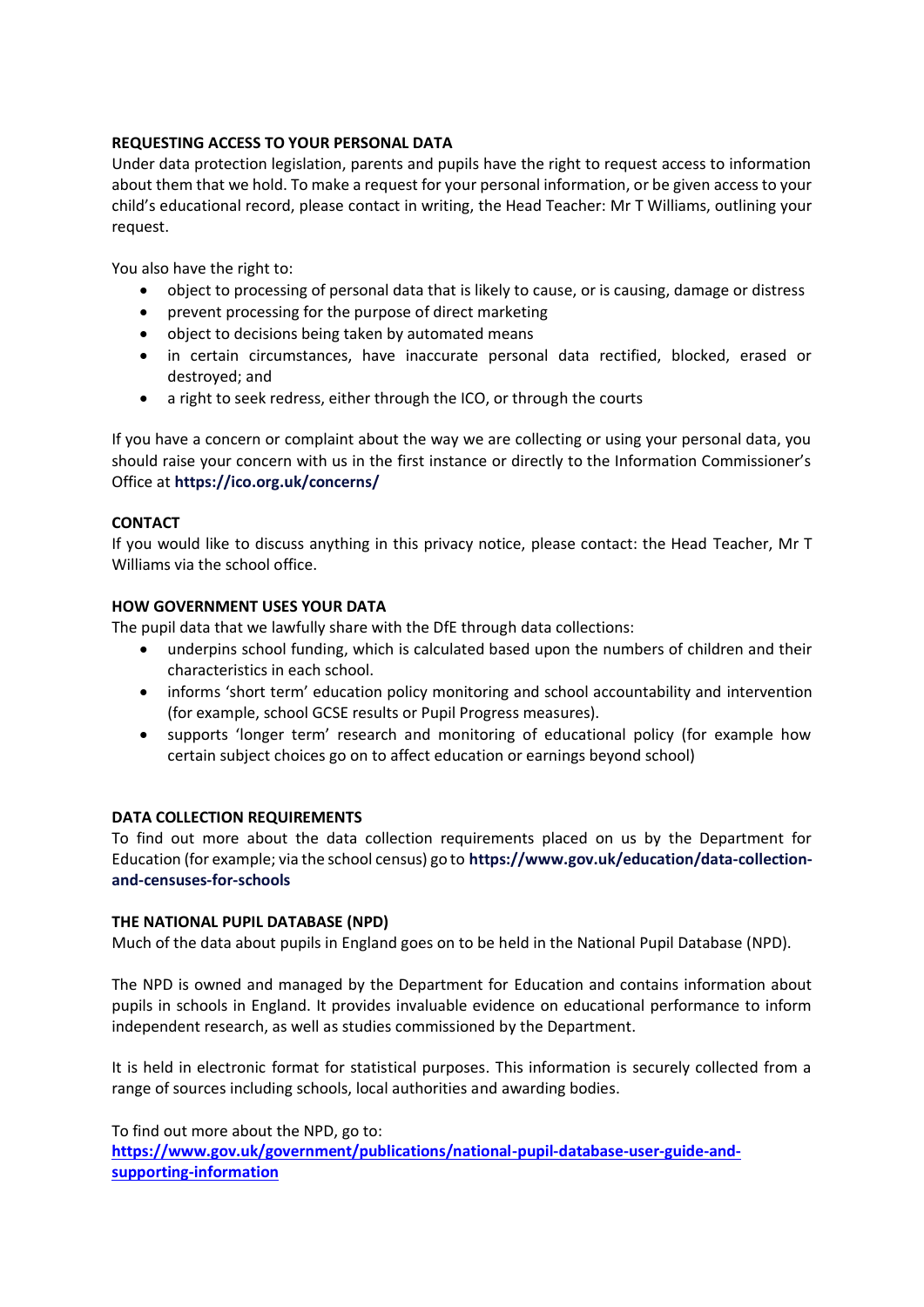## REQUESTING ACCESS TO YOUR PERSONAL DATA

Under data protection legislation, parents and pupils have the right to request access to information about them that we hold. To make a request for your personal information, or be given access to your child's educational record, please contact in writing, the Head Teacher: Mr T Williams, outlining your request.

You also have the right to:

- object to processing of personal data that is likely to cause, or is causing, damage or distress
- prevent processing for the purpose of direct marketing
- object to decisions being taken by automated means
- in certain circumstances, have inaccurate personal data rectified, blocked, erased or destroyed; and
- a right to seek redress, either through the ICO, or through the courts

If you have a concern or complaint about the way we are collecting or using your personal data, you should raise your concern with us in the first instance or directly to the Information Commissioner's Office at **https://ico.org.uk/concerns/**

## CONTACT

If you would like to discuss anything in this privacy notice, please contact: the Head Teacher, Mr T Williams via the school office.

## HOW GOVERNMENT USES YOUR DATA

The pupil data that we lawfully share with the DfE through data collections:

- underpins school funding, which is calculated based upon the numbers of children and their characteristics in each school.
- informs 'short term' education policy monitoring and school accountability and intervention (for example, school GCSE results or Pupil Progress measures).
- supports 'longer term' research and monitoring of educational policy (for example how certain subject choices go on to affect education or earnings beyond school)

## DATA COLLECTION REQUIREMENTS

To find out more about the data collection requirements placed on us by the Department for Education (for example; via the school census) go to **https://www.gov.uk/education/data-collection-and-censuses-for-schools**

## THE NATIONAL PUPIL DATABASE (NPD)

Much of the data about pupils in England goes on to be held in the National Pupil Database (NPD).

The NPD is owned and managed by the Department for Education and contains information about pupils in schools in England. It provides invaluable evidence on educational performance to inform independent research, as well as studies commissioned by the Department.

It is held in electronic format for statistical purposes. This information is securely collected from a range of sources including schools, local authorities and awarding bodies.

To find out more about the NPD, go to:
**https://www.gov.uk/government/publications/national-pupil-database-user-guide-and-supporting-information**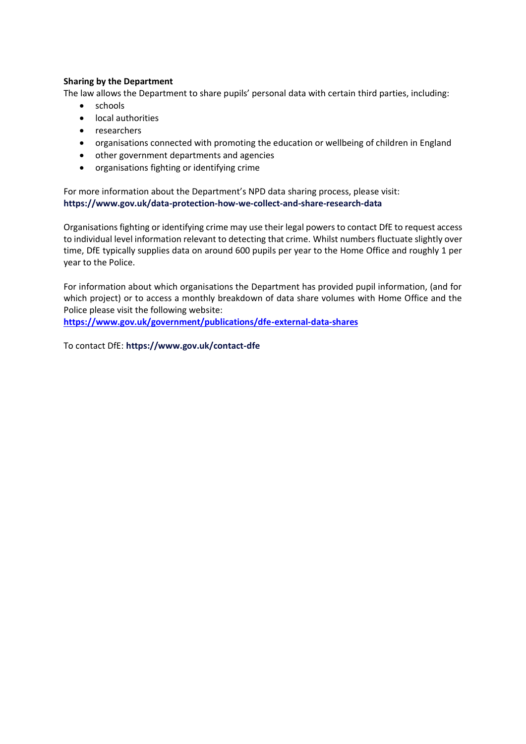**Sharing by the Department**

The law allows the Department to share pupils' personal data with certain third parties, including:

- schools
- local authorities
- researchers
- organisations connected with promoting the education or wellbeing of children in England
- other government departments and agencies
- organisations fighting or identifying crime

For more information about the Department's NPD data sharing process, please visit: **https://www.gov.uk/data-protection-how-we-collect-and-share-research-data**

Organisations fighting or identifying crime may use their legal powers to contact DfE to request access to individual level information relevant to detecting that crime. Whilst numbers fluctuate slightly over time, DfE typically supplies data on around 600 pupils per year to the Home Office and roughly 1 per year to the Police.

For information about which organisations the Department has provided pupil information, (and for which project) or to access a monthly breakdown of data share volumes with Home Office and the Police please visit the following website:
**https://www.gov.uk/government/publications/dfe-external-data-shares**

To contact DfE: **https://www.gov.uk/contact-dfe**